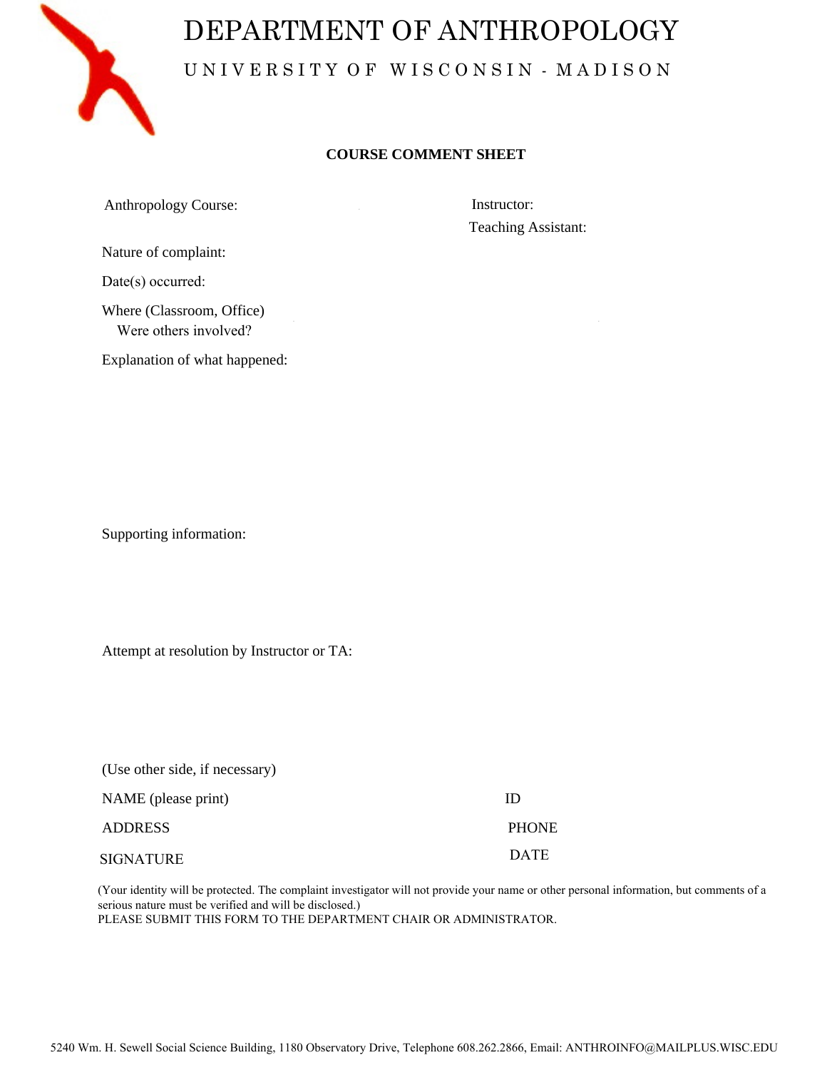# DEPARTMENT OF ANTHROPOLOGY

## UNIVERSITY OF WISCONSIN - MADISON

**COURSE COMMENT SHEET**

Anthropology Course:

Instructor:

Teaching Assistant:

Nature of complaint:

Date(s) occurred:

Where (Classroom, Office)

Were others involved?

Explanation of what happened:

Supporting information:

Attempt at resolution by Instructor or TA:

(Use other side, if necessary)

NAME (please print)

ID

ADDRESS

PHONE

SIGNATURE

DATE

(Your identity will be protected. The complaint investigator will not provide your name or other personal information, but comments of a serious nature must be verified and will be disclosed.)

PLEASE SUBMIT THIS FORM TO THE DEPARTMENT CHAIR OR ADMINISTRATOR.

5240 Wm. H. Sewell Social Science Building, 1180 Observatory Drive, Telephone 608.262.2866, Email: ANTHROINFO@MAILPLUS.WISC.EDU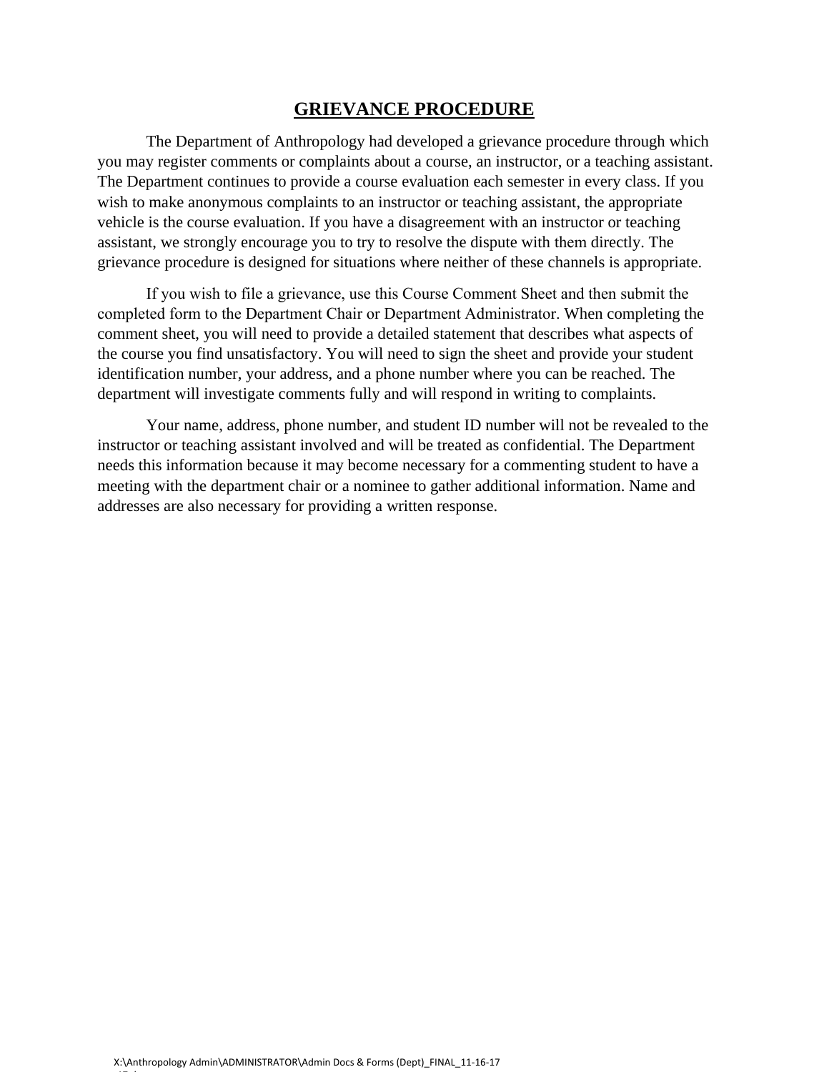# GRIEVANCE PROCEDURE

The Department of Anthropology had developed a grievance procedure through which you may register comments or complaints about a course, an instructor, or a teaching assistant. The Department continues to provide a course evaluation each semester in every class. If you wish to make anonymous complaints to an instructor or teaching assistant, the appropriate vehicle is the course evaluation. If you have a disagreement with an instructor or teaching assistant, we strongly encourage you to try to resolve the dispute with them directly. The grievance procedure is designed for situations where neither of these channels is appropriate.

If you wish to file a grievance, use this Course Comment Sheet and then submit the completed form to the Department Chair or Department Administrator. When completing the comment sheet, you will need to provide a detailed statement that describes what aspects of the course you find unsatisfactory. You will need to sign the sheet and provide your student identification number, your address, and a phone number where you can be reached. The department will investigate comments fully and will respond in writing to complaints.

Your name, address, phone number, and student ID number will not be revealed to the instructor or teaching assistant involved and will be treated as confidential. The Department needs this information because it may become necessary for a commenting student to have a meeting with the department chair or a nominee to gather additional information. Name and addresses are also necessary for providing a written response.